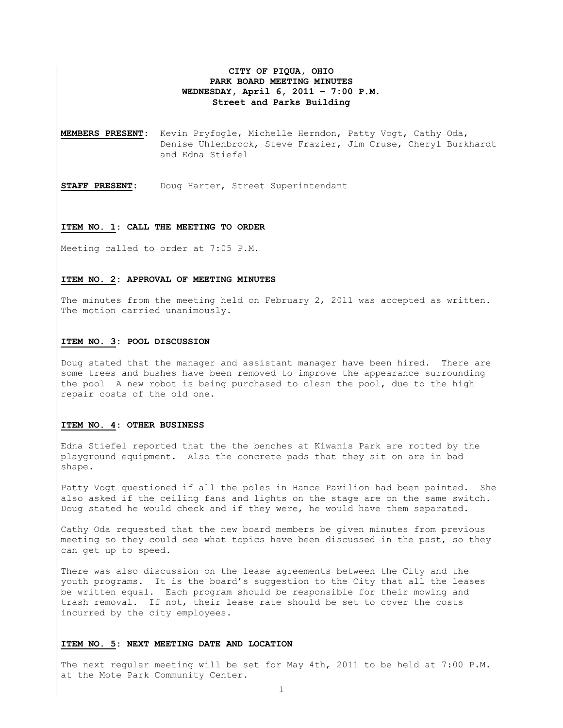**CITY OF PIQUA, OHIO**
**PARK BOARD MEETING MINUTES**
**WEDNESDAY, April 6, 2011 – 7:00 P.M.**
**Street and Parks Building**

**MEMBERS PRESENT:** Kevin Pryfogle, Michelle Herndon, Patty Vogt, Cathy Oda, Denise Uhlenbrock, Steve Frazier, Jim Cruse, Cheryl Burkhardt and Edna Stiefel

**STAFF PRESENT:** Doug Harter, Street Superintendant

**ITEM NO. 1: CALL THE MEETING TO ORDER**

Meeting called to order at 7:05 P.M.

**ITEM NO. 2: APPROVAL OF MEETING MINUTES**

The minutes from the meeting held on February 2, 2011 was accepted as written. The motion carried unanimously.

**ITEM NO. 3: POOL DISCUSSION**

Doug stated that the manager and assistant manager have been hired. There are some trees and bushes have been removed to improve the appearance surrounding the pool A new robot is being purchased to clean the pool, due to the high repair costs of the old one.

**ITEM NO. 4: OTHER BUSINESS**

Edna Stiefel reported that the the benches at Kiwanis Park are rotted by the playground equipment. Also the concrete pads that they sit on are in bad shape.

Patty Vogt questioned if all the poles in Hance Pavilion had been painted. She also asked if the ceiling fans and lights on the stage are on the same switch. Doug stated he would check and if they were, he would have them separated.

Cathy Oda requested that the new board members be given minutes from previous meeting so they could see what topics have been discussed in the past, so they can get up to speed.

There was also discussion on the lease agreements between the City and the youth programs. It is the board's suggestion to the City that all the leases be written equal. Each program should be responsible for their mowing and trash removal. If not, their lease rate should be set to cover the costs incurred by the city employees.

**ITEM NO. 5: NEXT MEETING DATE AND LOCATION**

The next regular meeting will be set for May 4th, 2011 to be held at 7:00 P.M. at the Mote Park Community Center.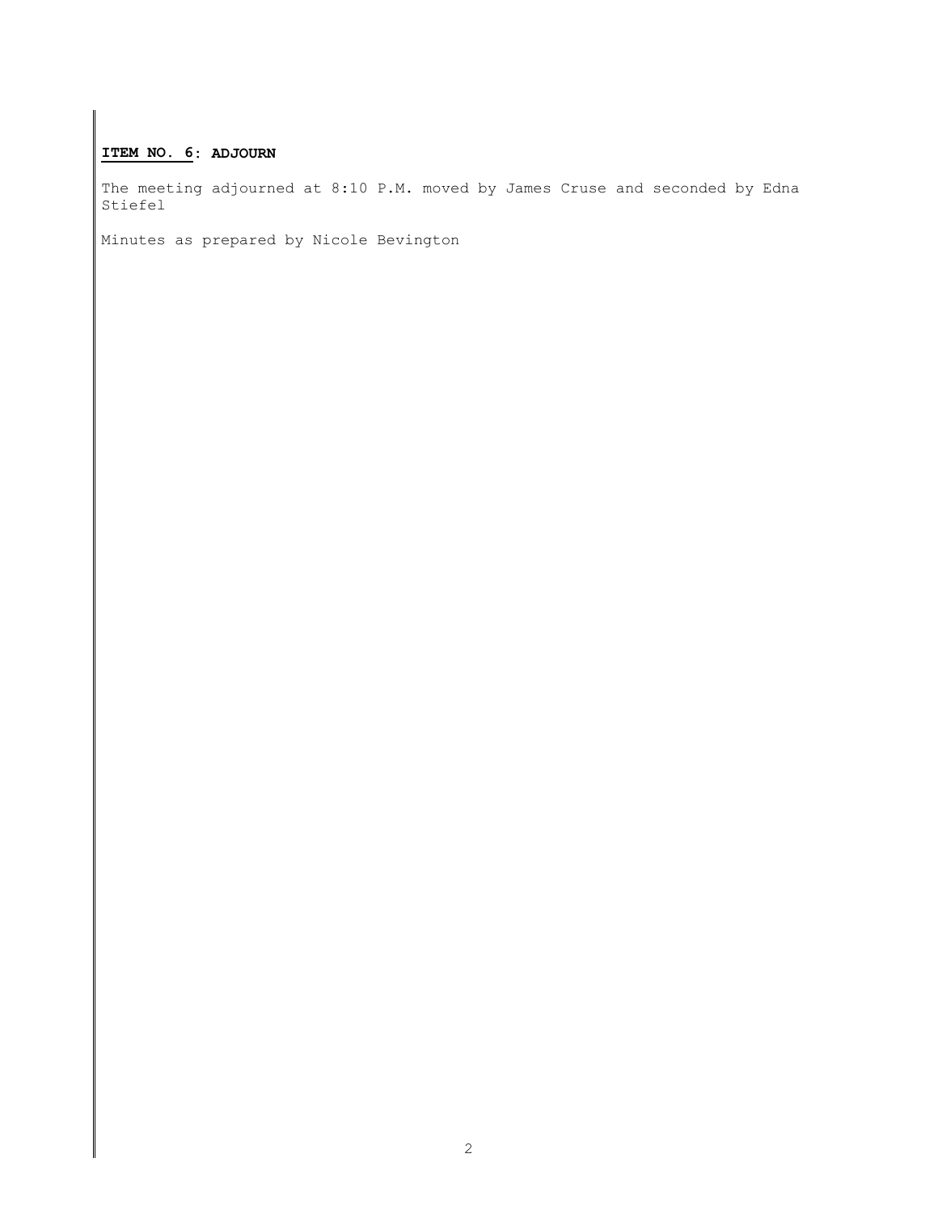**ITEM NO. 6: ADJOURN**

The meeting adjourned at 8:10 P.M. moved by James Cruse and seconded by Edna Stiefel

Minutes as prepared by Nicole Bevington